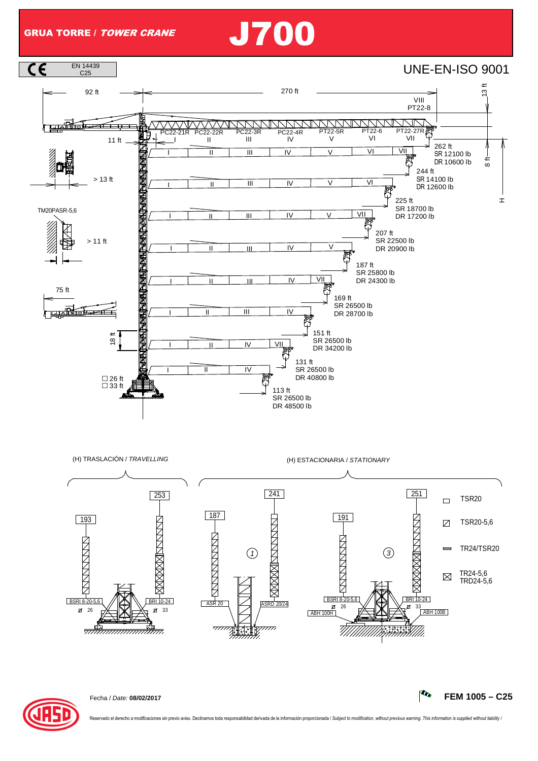# GRUA TORRE / *TOWER CRANE* J700

EN 14439 C25

UNE-EN-ISO 9001

92 ft — 270 ft — 13 ft

VIII PT22-8

PC22-21R I | PC22-22R II | PC22-3R III | PC22-4R IV | PT22-5R V | PT22-6 VI | PT22-27R VII

11 ft

> 13 ft

TM20PASR-5,6

> 11 ft

75 ft

18 ft

☐ 26 ft
☐ 33 ft

8 ft

H

| Jib length | SR | DR |
|---|---|---|
| 262 ft | 12100 lb | 10600 lb |
| 244 ft | 14100 lb | 12600 lb |
| 225 ft | 18700 lb | 17200 lb |
| 207 ft | 22500 lb | 20900 lb |
| 187 ft | 25800 lb | 24300 lb |
| 169 ft | 26500 lb | 28700 lb |
| 151 ft | 26500 lb | 34200 lb |
| 131 ft | 26500 lb | 40800 lb |
| 113 ft | 26500 lb | 48500 lb |

(H) TRASLACIÓN / *TRAVELLING*

- 193 — BSRI 8-20-5,6 — Ø 26
- 253 — BRI 10-24 — Ø 33

(H) ESTACIONARIA / *STATIONARY*

1:
- 187 — ASR 20
- 241 — ASRD 20/24

3:
- 191 — BSRI 8-20-5,6 — Ø 26 — ABH 100H
- 251 — BRI 10-24 — Ø 33 — ABH 100B

- ☐ TSR20
- TSR20-5,6
- TR24/TSR20
- TR24-5,6 / TRD24-5,6

Fecha / *Date:* **08/02/2017**

**FEM 1005 – C25**

Reservado el derecho a modificaciones sin previo aviso. Declinamos toda responsabilidad derivada de la información proporcionada / *Subject to modification, without previous warning. This information is supplied without liability /*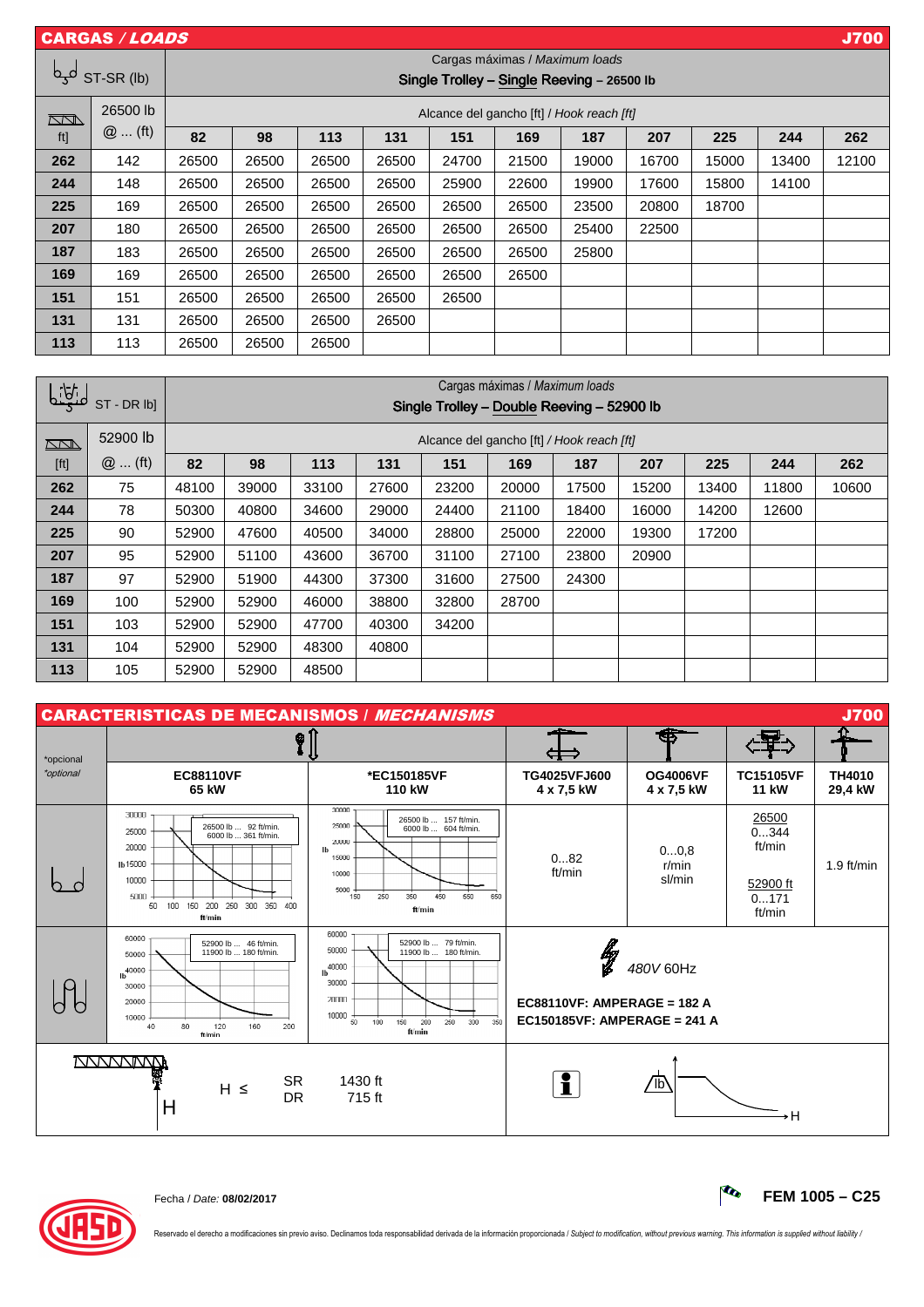## CARGAS / *LOADS* — J700

| ST-SR (lb) | | Cargas máximas / *Maximum loads* Single Trolley – Single Reeving – 26500 lb | | | | | | | | | | |
|---|---|---|---|---|---|---|---|---|---|---|---|---|
| ft] | 26500 lb @ ... (ft) | Alcance del gancho [ft] / *Hook reach [ft]* | | | | | | | | | | |
| | | 82 | 98 | 113 | 131 | 151 | 169 | 187 | 207 | 225 | 244 | 262 |
| **262** | 142 | 26500 | 26500 | 26500 | 26500 | 24700 | 21500 | 19000 | 16700 | 15000 | 13400 | 12100 |
| **244** | 148 | 26500 | 26500 | 26500 | 26500 | 25900 | 22600 | 19900 | 17600 | 15800 | 14100 | |
| **225** | 169 | 26500 | 26500 | 26500 | 26500 | 26500 | 26500 | 23500 | 20800 | 18700 | | |
| **207** | 180 | 26500 | 26500 | 26500 | 26500 | 26500 | 26500 | 25400 | 22500 | | | |
| **187** | 183 | 26500 | 26500 | 26500 | 26500 | 26500 | 26500 | 25800 | | | | |
| **169** | 169 | 26500 | 26500 | 26500 | 26500 | 26500 | 26500 | | | | | |
| **151** | 151 | 26500 | 26500 | 26500 | 26500 | 26500 | | | | | | |
| **131** | 131 | 26500 | 26500 | 26500 | 26500 | | | | | | | |
| **113** | 113 | 26500 | 26500 | 26500 | | | | | | | | |

| ST - DR lb] | | Cargas máximas / *Maximum loads* Single Trolley – Double Reeving – 52900 lb | | | | | | | | | | |
|---|---|---|---|---|---|---|---|---|---|---|---|---|
| [ft] | 52900 lb @ ... (ft) | Alcance del gancho [ft] / *Hook reach [ft]* | | | | | | | | | | |
| | | 82 | 98 | 113 | 131 | 151 | 169 | 187 | 207 | 225 | 244 | 262 |
| **262** | 75 | 48100 | 39000 | 33100 | 27600 | 23200 | 20000 | 17500 | 15200 | 13400 | 11800 | 10600 |
| **244** | 78 | 50300 | 40800 | 34600 | 29000 | 24400 | 21100 | 18400 | 16000 | 14200 | 12600 | |
| **225** | 90 | 52900 | 47600 | 40500 | 34000 | 28800 | 25000 | 22000 | 19300 | 17200 | | |
| **207** | 95 | 52900 | 51100 | 43600 | 36700 | 31100 | 27100 | 23800 | 20900 | | | |
| **187** | 97 | 52900 | 51900 | 44300 | 37300 | 31600 | 27500 | 24300 | | | | |
| **169** | 100 | 52900 | 52900 | 46000 | 38800 | 32800 | 28700 | | | | | |
| **151** | 103 | 52900 | 52900 | 47700 | 40300 | 34200 | | | | | | |
| **131** | 104 | 52900 | 52900 | 48300 | 40800 | | | | | | | |
| **113** | 105 | 52900 | 52900 | 48500 | | | | | | | | |

## CARACTERISTICAS DE MECANISMOS / *MECHANISMS* — J700

*opcional / *optional*

| | EC88110VF 65 kW | *EC150185VF 110 kW | TG4025VFJ600 4 x 7,5 kW | OG4006VF 4 x 7,5 kW | TC15105VF 11 kW | TH4010 29,4 kW |
|---|---|---|---|---|---|---|
| SR | 26500 lb ... 92 ft/min. 6000 lb ... 361 ft/min. | 26500 lb ... 157 ft/min. 6000 lb ... 604 ft/min. | 0...82 ft/min | 0...0,8 r/min sl/min | 26500 0...344 ft/min; 52900 ft 0...171 ft/min | 1.9 ft/min |
| DR | 52900 lb ... 46 ft/min. 11900 lb ... 180 ft/min. | 52900 lb ... 79 ft/min. 11900 lb ... 180 ft/min. | 480V 60Hz; EC88110VF: AMPERAGE = 182 A; EC150185VF: AMPERAGE = 241 A | | | |

H ≤ SR 1430 ft, DR 715 ft

Fecha / *Date:* **08/02/2017**

**FEM 1005 – C25**

Reservado el derecho a modificaciones sin previo aviso. Declinamos toda responsabilidad derivada de la información proporcionada / *Subject to modification, without previous warning. This information is supplied without liability /*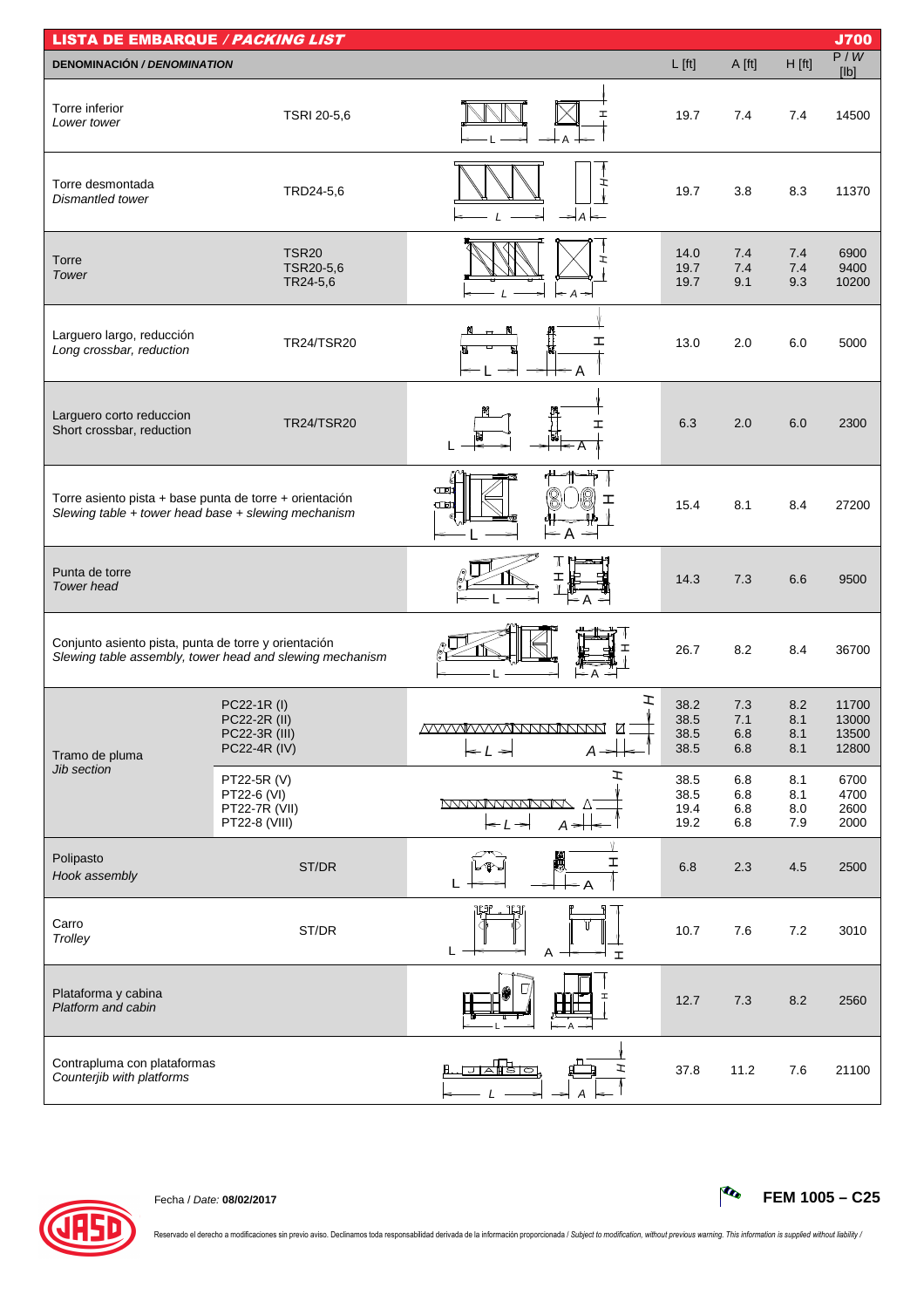## LISTA DE EMBARQUE / *PACKING LIST* — J700

| DENOMINACIÓN / *DENOMINATION* | | L [ft] | A [ft] | H [ft] | P / *W* [lb] |
|---|---|---|---|---|---|
| Torre inferior *Lower tower* | TSRI 20-5,6 | 19.7 | 7.4 | 7.4 | 14500 |
| Torre desmontada *Dismantled tower* | TRD24-5,6 | 19.7 | 3.8 | 8.3 | 11370 |
| Torre *Tower* | TSR20 | 14.0 | 7.4 | 7.4 | 6900 |
| | TSR20-5,6 | 19.7 | 7.4 | 7.4 | 9400 |
| | TR24-5,6 | 19.7 | 9.1 | 9.3 | 10200 |
| Larguero largo, reducción *Long crossbar, reduction* | TR24/TSR20 | 13.0 | 2.0 | 6.0 | 5000 |
| Larguero corto reduccion Short crossbar, reduction | TR24/TSR20 | 6.3 | 2.0 | 6.0 | 2300 |
| Torre asiento pista + base punta de torre + orientación *Slewing table + tower head base + slewing mechanism* | | 15.4 | 8.1 | 8.4 | 27200 |
| Punta de torre *Tower head* | | 14.3 | 7.3 | 6.6 | 9500 |
| Conjunto asiento pista, punta de torre y orientación *Slewing table assembly, tower head and slewing mechanism* | | 26.7 | 8.2 | 8.4 | 36700 |
| Tramo de pluma *Jib section* | PC22-1R (I) | 38.2 | 7.3 | 8.2 | 11700 |
| | PC22-2R (II) | 38.5 | 7.1 | 8.1 | 13000 |
| | PC22-3R (III) | 38.5 | 6.8 | 8.1 | 13500 |
| | PC22-4R (IV) | 38.5 | 6.8 | 8.1 | 12800 |
| | PT22-5R (V) | 38.5 | 6.8 | 8.1 | 6700 |
| | PT22-6 (VI) | 38.5 | 6.8 | 8.1 | 4700 |
| | PT22-7R (VII) | 19.4 | 6.8 | 8.0 | 2600 |
| | PT22-8 (VIII) | 19.2 | 6.8 | 7.9 | 2000 |
| Polipasto *Hook assembly* | ST/DR | 6.8 | 2.3 | 4.5 | 2500 |
| Carro *Trolley* | ST/DR | 10.7 | 7.6 | 7.2 | 3010 |
| Plataforma y cabina *Platform and cabin* | | 12.7 | 7.3 | 8.2 | 2560 |
| Contrapluma con plataformas *Counterjib with platforms* | | 37.8 | 11.2 | 7.6 | 21100 |

Fecha / *Date:* **08/02/2017**

**FEM 1005 – C25**

Reservado el derecho a modificaciones sin previo aviso. Declinamos toda responsabilidad derivada de la información proporcionada / *Subject to modification, without previous warning. This information is supplied without liability* /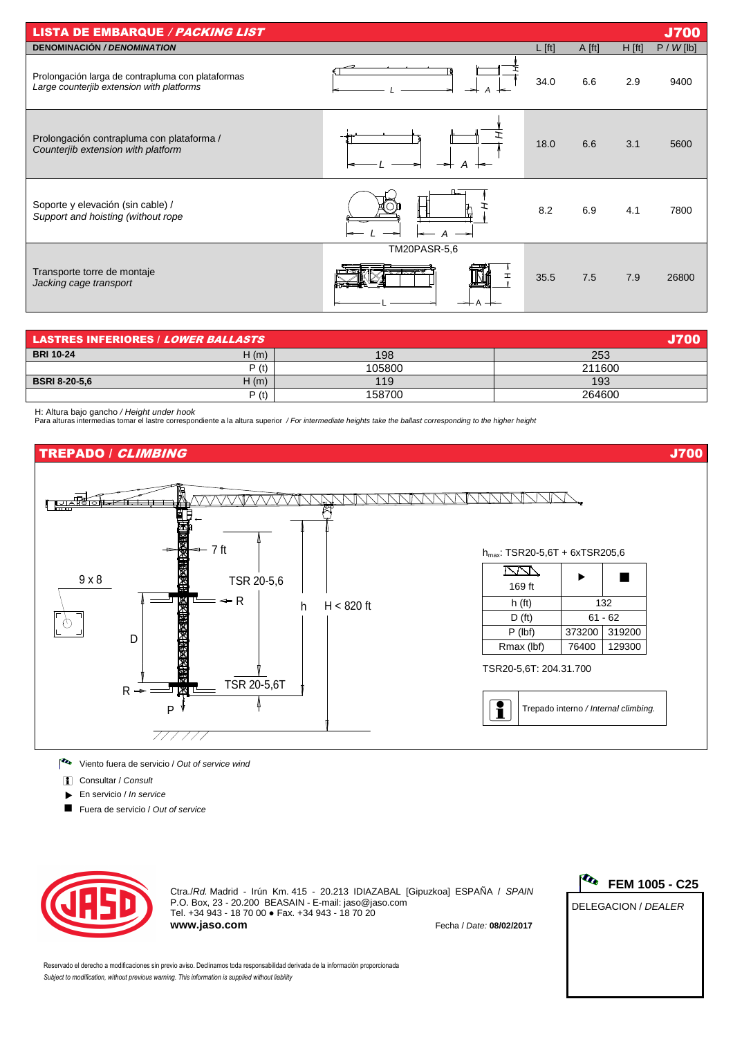## LISTA DE EMBARQUE / *PACKING LIST* — J700

| DENOMINACIÓN / *DENOMINATION* | | L [ft] | A [ft] | H [ft] | P / *W* [lb] |
|---|---|---|---|---|---|
| Prolongación larga de contrapluma con plataformas<br>*Large counterjib extension with platforms* | | 34.0 | 6.6 | 2.9 | 9400 |
| Prolongación contrapluma con plataforma /<br>*Counterjib extension with platform* | | 18.0 | 6.6 | 3.1 | 5600 |
| Soporte y elevación (sin cable) /<br>*Support and hoisting (without rope* | | 8.2 | 6.9 | 4.1 | 7800 |
| Transporte torre de montaje<br>*Jacking cage transport* | TM20PASR-5,6 | 35.5 | 7.5 | 7.9 | 26800 |

## LASTRES INFERIORES / *LOWER BALLASTS* — J700

| | | | |
|---|---|---|---|
| **BRI 10-24** | H (m) | 198 | 253 |
| | P (t) | 105800 | 211600 |
| **BSRI 8-20-5,6** | H (m) | 119 | 193 |
| | P (t) | 158700 | 264600 |

H: Altura bajo gancho / *Height under hook*
Para alturas intermedias tomar el lastre correspondiente a la altura superior / *For intermediate heights take the ballast corresponding to the higher height*

## TREPADO / *CLIMBING* — J700

7 ft
9 x 8
TSR 20-5,6
R
h
H < 820 ft
D
R
TSR 20-5,6T
P

$h_{max}$: TSR20-5,6T + 6xTSR205,6

| 169 ft | ▶ | ■ |
|---|---|---|
| h (ft) | 132 | |
| D (ft) | 61 - 62 | |
| P (lbf) | 373200 | 319200 |
| Rmax (lbf) | 76400 | 129300 |

TSR20-5,6T: 204.31.700

Trepado interno / *Internal climbing.*

- Viento fuera de servicio / *Out of service wind*
- Consultar / *Consult*
- ▶ En servicio / *In service*
- ■ Fuera de servicio / *Out of service*

Ctra./*Rd.* Madrid - Irún Km. 415 - 20.213 IDIAZABAL [Gipuzkoa] ESPAÑA / *SPAIN*
P.O. Box, 23 - 20.200 BEASAIN - E-mail: jaso@jaso.com
Tel. +34 943 - 18 70 00 • Fax. +34 943 - 18 70 20
**www.jaso.com**

Fecha / *Date:* **08/02/2017**

**FEM 1005 - C25**

DELEGACION / *DEALER*

Reservado el derecho a modificaciones sin previo aviso. Declinamos toda responsabilidad derivada de la información proporcionada
*Subject to modification, without previous warning. This information is supplied without liability*